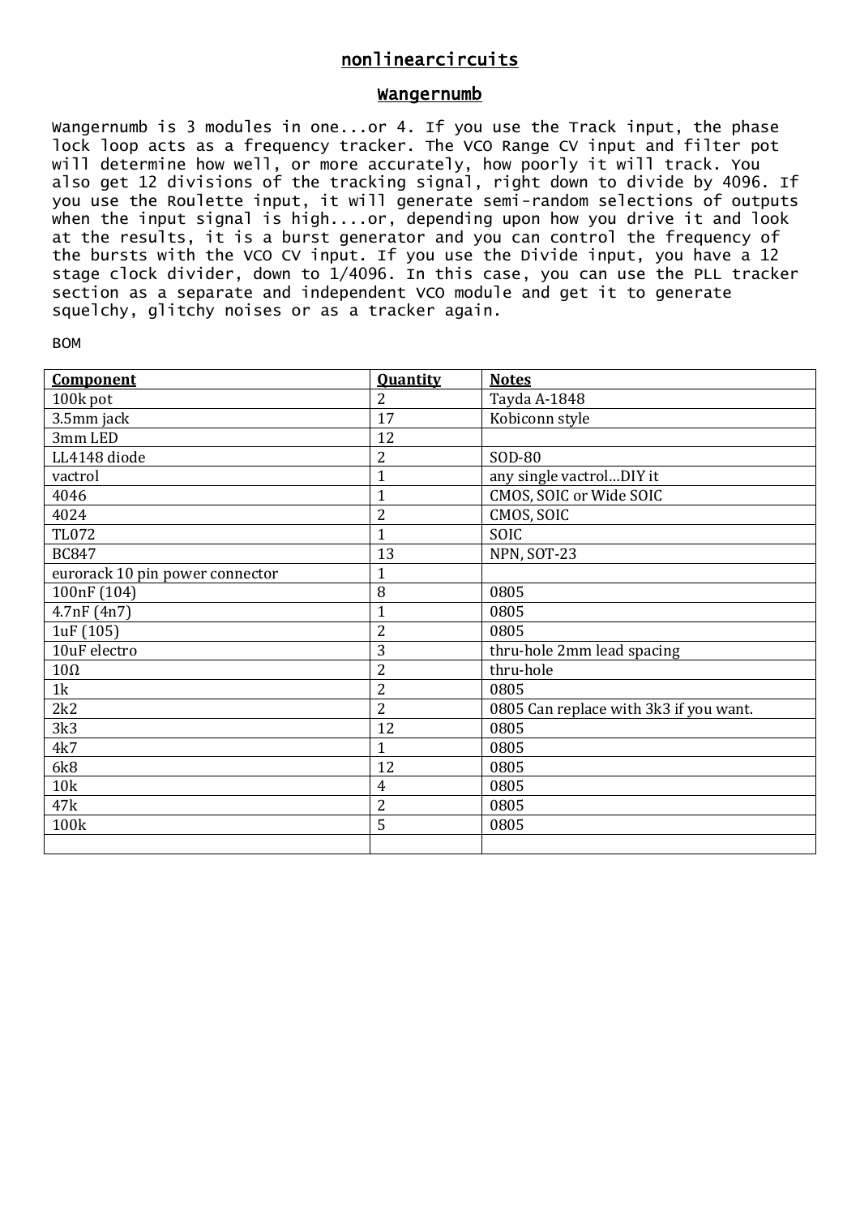# nonlinearcircuits

## Wangernumb

Wangernumb is 3 modules in one...or 4. If you use the Track input, the phase lock loop acts as a frequency tracker. The VCO Range CV input and filter pot will determine how well, or more accurately, how poorly it will track. You also get 12 divisions of the tracking signal, right down to divide by 4096. If you use the Roulette input, it will generate semi-random selections of outputs when the input signal is high....or, depending upon how you drive it and look at the results, it is a burst generator and you can control the frequency of the bursts with the VCO CV input. If you use the Divide input, you have a 12 stage clock divider, down to 1/4096. In this case, you can use the PLL tracker section as a separate and independent VCO module and get it to generate squelchy, glitchy noises or as a tracker again.

BOM

| **Component** | **Quantity** | **Notes** |
|---|---|---|
| 100k pot | 2 | Tayda A-1848 |
| 3.5mm jack | 17 | Kobiconn style |
| 3mm LED | 12 | |
| LL4148 diode | 2 | SOD-80 |
| vactrol | 1 | any single vactrol…DIY it |
| 4046 | 1 | CMOS, SOIC or Wide SOIC |
| 4024 | 2 | CMOS, SOIC |
| TL072 | 1 | SOIC |
| BC847 | 13 | NPN, SOT-23 |
| eurorack 10 pin power connector | 1 | |
| 100nF (104) | 8 | 0805 |
| 4.7nF (4n7) | 1 | 0805 |
| 1uF (105) | 2 | 0805 |
| 10uF electro | 3 | thru-hole 2mm lead spacing |
| 10Ω | 2 | thru-hole |
| 1k | 2 | 0805 |
| 2k2 | 2 | 0805 Can replace with 3k3 if you want. |
| 3k3 | 12 | 0805 |
| 4k7 | 1 | 0805 |
| 6k8 | 12 | 0805 |
| 10k | 4 | 0805 |
| 47k | 2 | 0805 |
| 100k | 5 | 0805 |
| | | |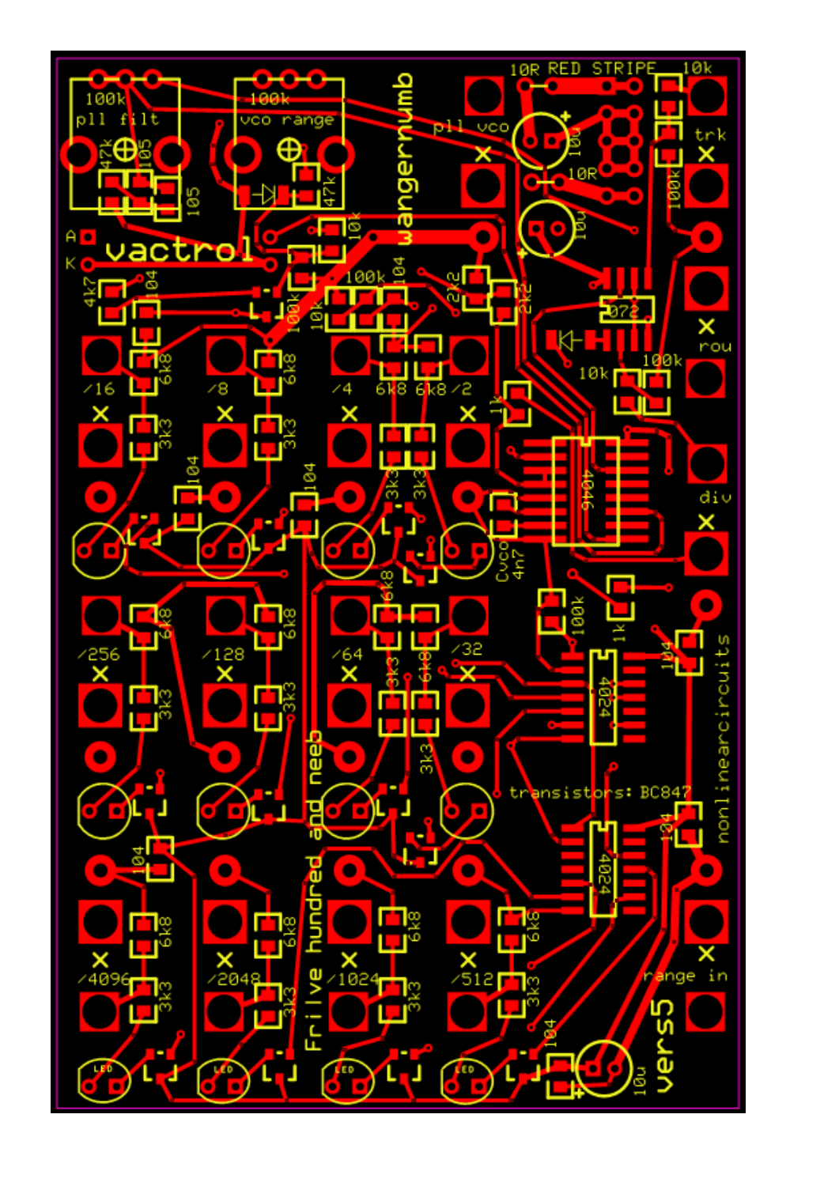100k pll filt

105

47k

105

100k vco range

47k

wangernumb

pll vco

10R RED STRIPE

10k

10u

10R

10u

trk

100k

A

K

vactrol

10k

10k

4k7

104

100k

104

100k

10k

2k2

2k2

072

rou

/16

6k8

/8

6k8

/4

6k8

6k8

/2

1k

10k

100k

3k3

3k3

3k3

3k3

104

104

4046

div

Cvco 4n7

/256

6k8

/128

6k8

/64

6k8

6k8

/32

100k

1k

104

3k3

3k3

3k3

3k3

4024

nonlinearcircuits

3k3

transistors: BC847

104

104

4024

Frilve hundred and neeb

/4096

6k8

/2048

6k8

/1024

6k8

/512

6k8

3k3

3k3

3k3

3k3

range in

104

10u

vers5

LED

LED

LED

LED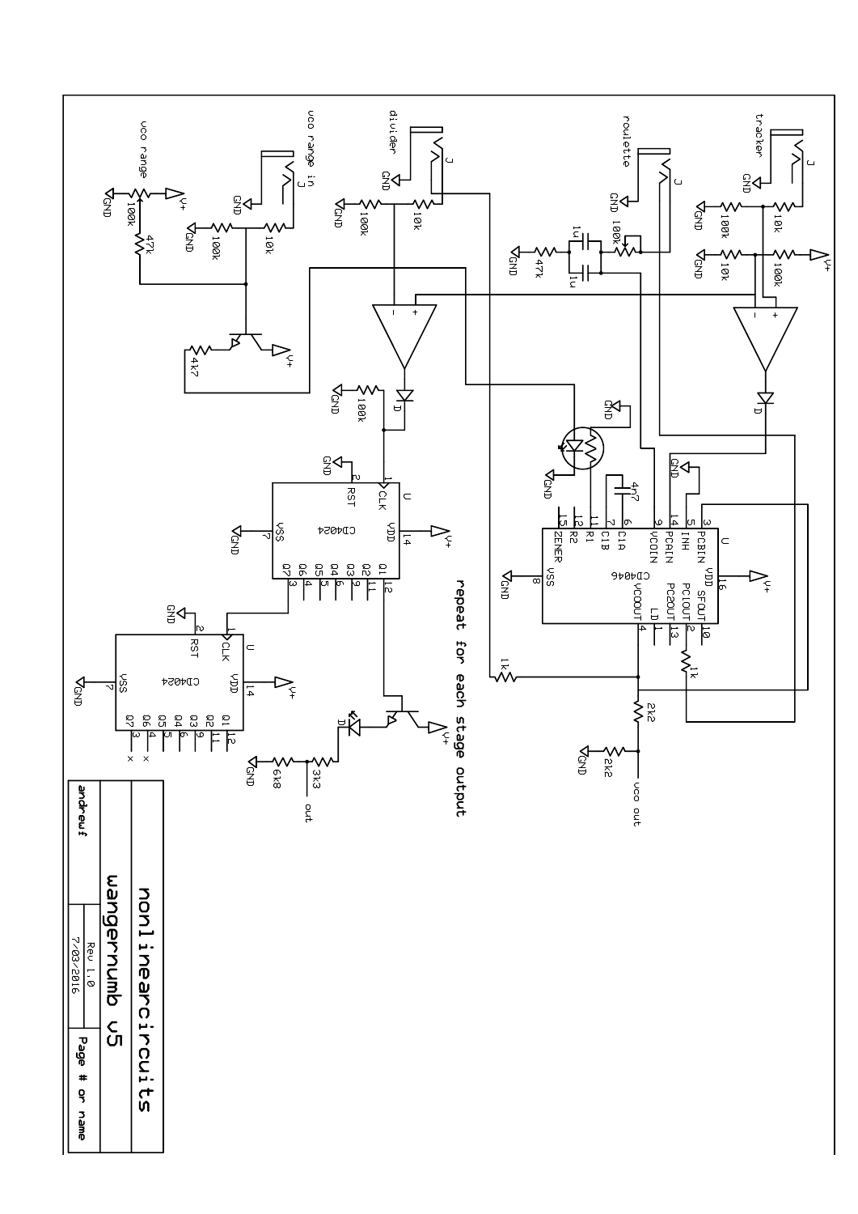repeat for each stage output

tracker

roulette

divider

vco range in

vco range

vco out

out

CD4046

CD4024

CD4024

nonlinearcircuits

wangernumb v5

andrewf

Rev 1.0

7/03/2016

Page # or name